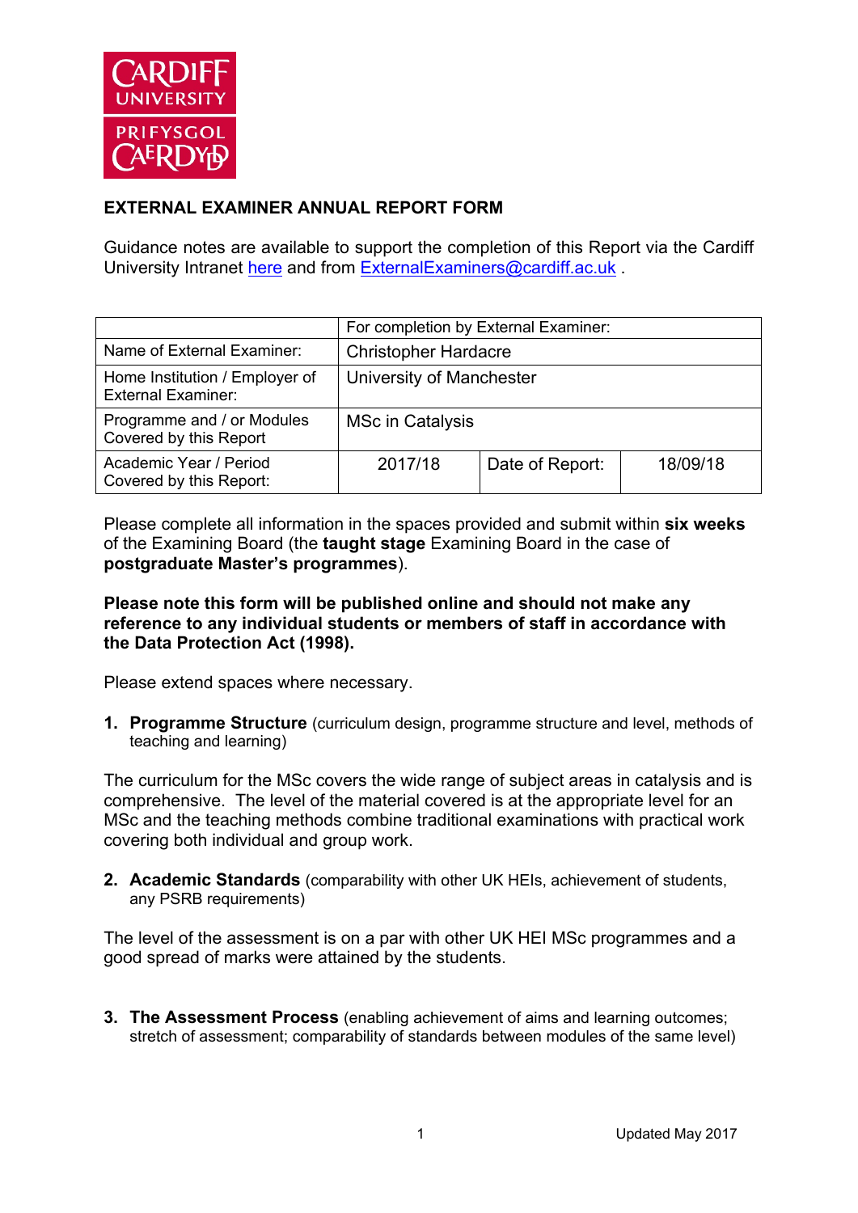# EXTERNAL EXAMINER ANNUAL REPORT FORM

Guidance notes are available to support the completion of this Report via the Cardiff University Intranet here and from ExternalExaminers@cardiff.ac.uk .

| | For completion by External Examiner: | | |
|---|---|---|---|
| Name of External Examiner: | Christopher Hardacre | | |
| Home Institution / Employer of External Examiner: | University of Manchester | | |
| Programme and / or Modules Covered by this Report | MSc in Catalysis | | |
| Academic Year / Period Covered by this Report: | 2017/18 | Date of Report: | 18/09/18 |

Please complete all information in the spaces provided and submit within **six weeks** of the Examining Board (the **taught stage** Examining Board in the case of **postgraduate Master's programmes**).

**Please note this form will be published online and should not make any reference to any individual students or members of staff in accordance with the Data Protection Act (1998).**

Please extend spaces where necessary.

1. **Programme Structure** (curriculum design, programme structure and level, methods of teaching and learning)

The curriculum for the MSc covers the wide range of subject areas in catalysis and is comprehensive. The level of the material covered is at the appropriate level for an MSc and the teaching methods combine traditional examinations with practical work covering both individual and group work.

2. **Academic Standards** (comparability with other UK HEIs, achievement of students, any PSRB requirements)

The level of the assessment is on a par with other UK HEI MSc programmes and a good spread of marks were attained by the students.

3. **The Assessment Process** (enabling achievement of aims and learning outcomes; stretch of assessment; comparability of standards between modules of the same level)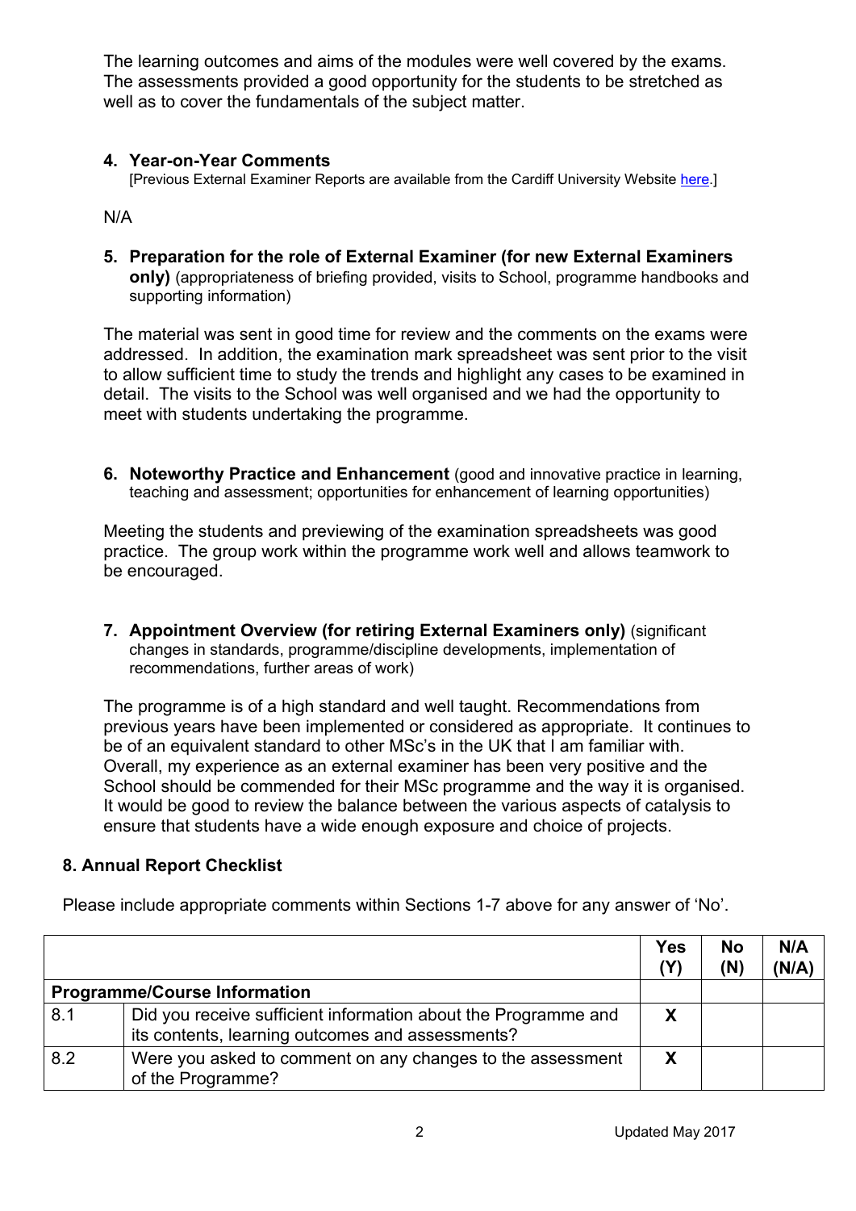The learning outcomes and aims of the modules were well covered by the exams. The assessments provided a good opportunity for the students to be stretched as well as to cover the fundamentals of the subject matter.

**4. Year-on-Year Comments**
[Previous External Examiner Reports are available from the Cardiff University Website here.]

N/A

**5. Preparation for the role of External Examiner (for new External Examiners only)** (appropriateness of briefing provided, visits to School, programme handbooks and supporting information)

The material was sent in good time for review and the comments on the exams were addressed. In addition, the examination mark spreadsheet was sent prior to the visit to allow sufficient time to study the trends and highlight any cases to be examined in detail. The visits to the School was well organised and we had the opportunity to meet with students undertaking the programme.

**6. Noteworthy Practice and Enhancement** (good and innovative practice in learning, teaching and assessment; opportunities for enhancement of learning opportunities)

Meeting the students and previewing of the examination spreadsheets was good practice. The group work within the programme work well and allows teamwork to be encouraged.

**7. Appointment Overview (for retiring External Examiners only)** (significant changes in standards, programme/discipline developments, implementation of recommendations, further areas of work)

The programme is of a high standard and well taught. Recommendations from previous years have been implemented or considered as appropriate. It continues to be of an equivalent standard to other MSc's in the UK that I am familiar with. Overall, my experience as an external examiner has been very positive and the School should be commended for their MSc programme and the way it is organised. It would be good to review the balance between the various aspects of catalysis to ensure that students have a wide enough exposure and choice of projects.

**8. Annual Report Checklist**

Please include appropriate comments within Sections 1-7 above for any answer of 'No'.

| | | Yes (Y) | No (N) | N/A (N/A) |
|---|---|---|---|---|
| **Programme/Course Information** | | | | |
| 8.1 | Did you receive sufficient information about the Programme and its contents, learning outcomes and assessments? | X | | |
| 8.2 | Were you asked to comment on any changes to the assessment of the Programme? | X | | |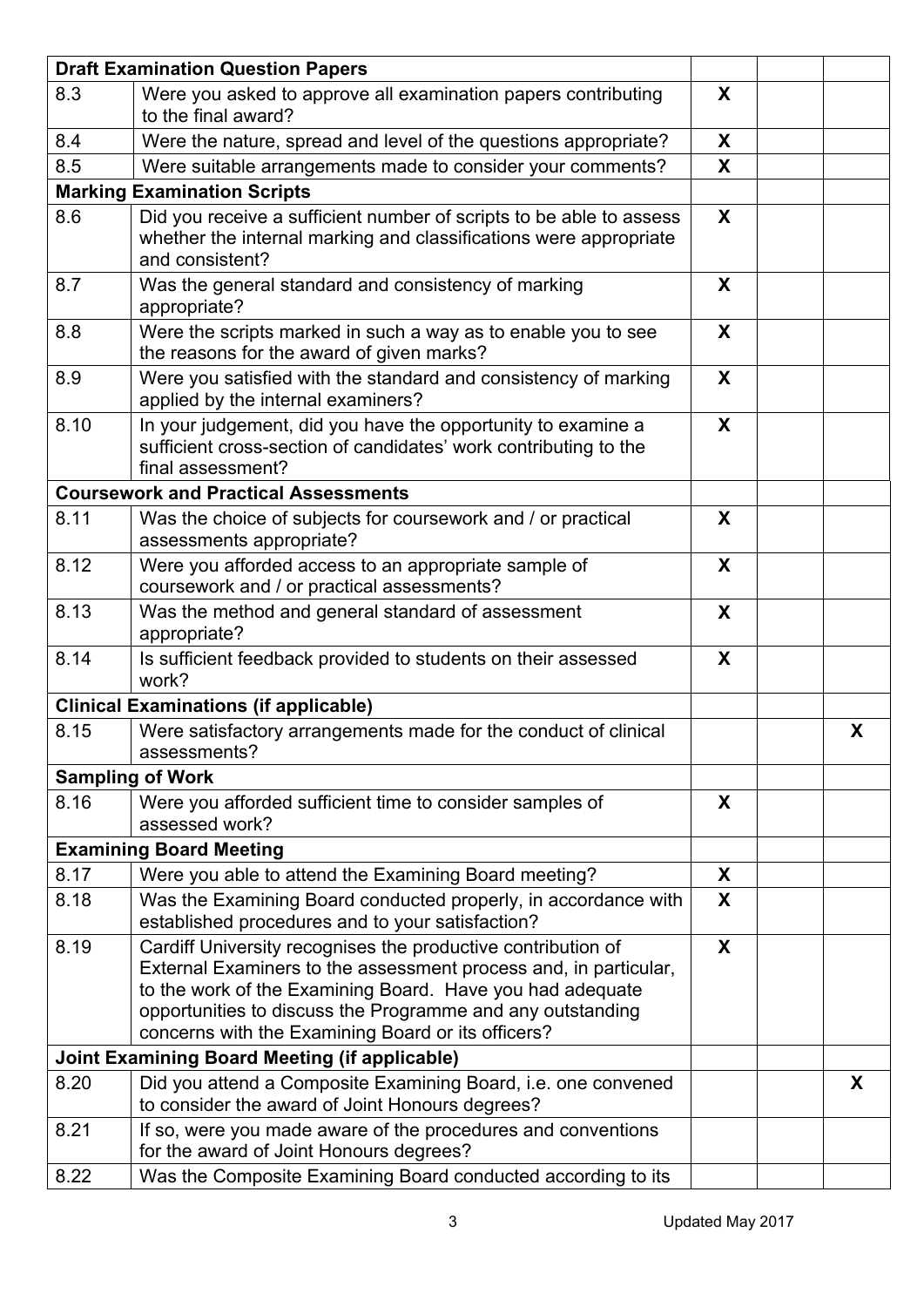| **Draft Examination Question Papers** | | | | |
|---|---|---|---|---|
| 8.3 | Were you asked to approve all examination papers contributing to the final award? | **X** | | |
| 8.4 | Were the nature, spread and level of the questions appropriate? | **X** | | |
| 8.5 | Were suitable arrangements made to consider your comments? | **X** | | |
| **Marking Examination Scripts** | | | | |
| 8.6 | Did you receive a sufficient number of scripts to be able to assess whether the internal marking and classifications were appropriate and consistent? | **X** | | |
| 8.7 | Was the general standard and consistency of marking appropriate? | **X** | | |
| 8.8 | Were the scripts marked in such a way as to enable you to see the reasons for the award of given marks? | **X** | | |
| 8.9 | Were you satisfied with the standard and consistency of marking applied by the internal examiners? | **X** | | |
| 8.10 | In your judgement, did you have the opportunity to examine a sufficient cross-section of candidates' work contributing to the final assessment? | **X** | | |
| **Coursework and Practical Assessments** | | | | |
| 8.11 | Was the choice of subjects for coursework and / or practical assessments appropriate? | **X** | | |
| 8.12 | Were you afforded access to an appropriate sample of coursework and / or practical assessments? | **X** | | |
| 8.13 | Was the method and general standard of assessment appropriate? | **X** | | |
| 8.14 | Is sufficient feedback provided to students on their assessed work? | **X** | | |
| **Clinical Examinations (if applicable)** | | | | |
| 8.15 | Were satisfactory arrangements made for the conduct of clinical assessments? | | | **X** |
| **Sampling of Work** | | | | |
| 8.16 | Were you afforded sufficient time to consider samples of assessed work? | **X** | | |
| **Examining Board Meeting** | | | | |
| 8.17 | Were you able to attend the Examining Board meeting? | **X** | | |
| 8.18 | Was the Examining Board conducted properly, in accordance with established procedures and to your satisfaction? | **X** | | |
| 8.19 | Cardiff University recognises the productive contribution of External Examiners to the assessment process and, in particular, to the work of the Examining Board. Have you had adequate opportunities to discuss the Programme and any outstanding concerns with the Examining Board or its officers? | **X** | | |
| **Joint Examining Board Meeting (if applicable)** | | | | |
| 8.20 | Did you attend a Composite Examining Board, i.e. one convened to consider the award of Joint Honours degrees? | | | **X** |
| 8.21 | If so, were you made aware of the procedures and conventions for the award of Joint Honours degrees? | | | |
| 8.22 | Was the Composite Examining Board conducted according to its | | | |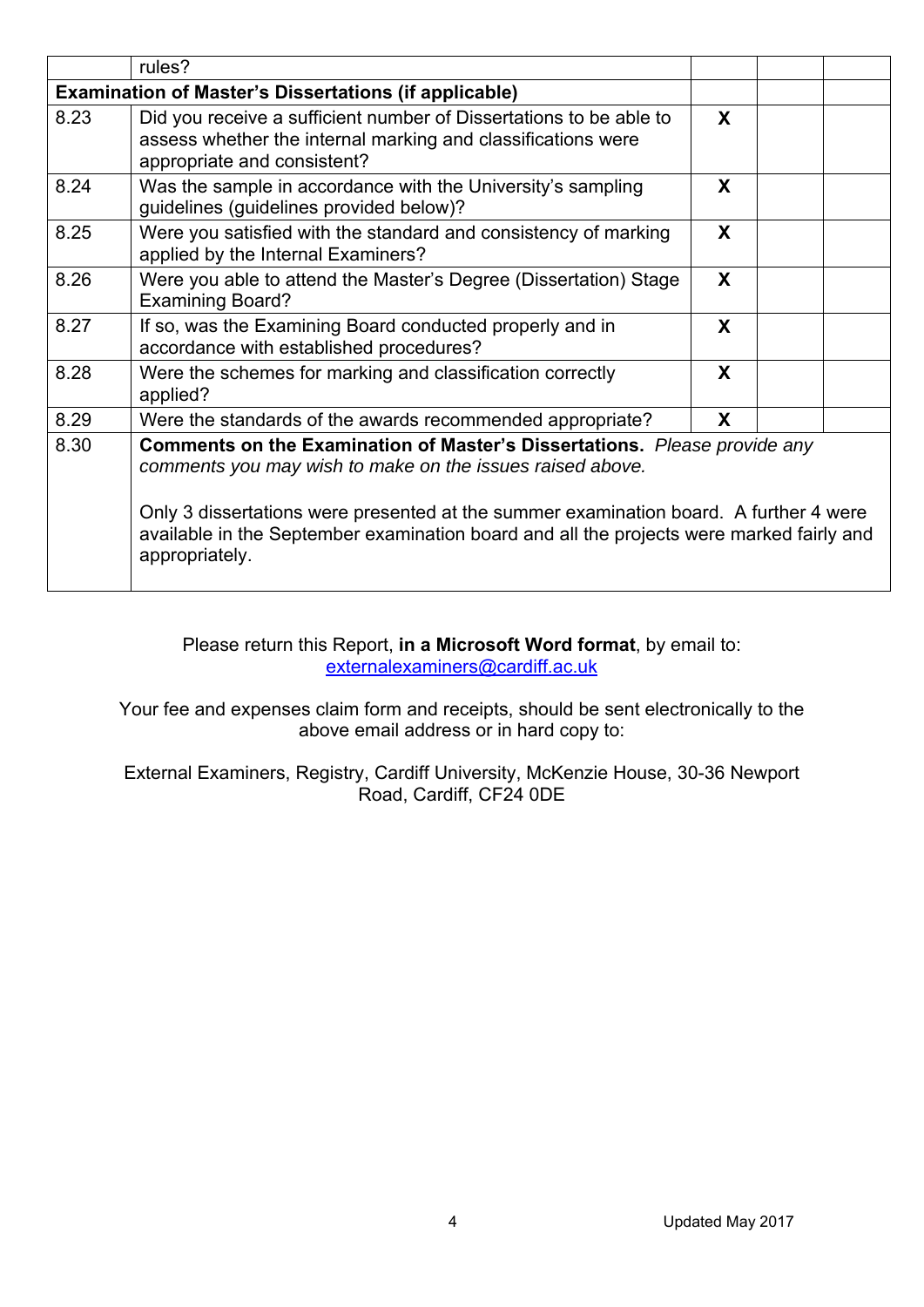| | | | | |
|---|---|---|---|---|
| | rules? | | | |
| **Examination of Master's Dissertations (if applicable)** | | | | |
| 8.23 | Did you receive a sufficient number of Dissertations to be able to assess whether the internal marking and classifications were appropriate and consistent? | **X** | | |
| 8.24 | Was the sample in accordance with the University's sampling guidelines (guidelines provided below)? | **X** | | |
| 8.25 | Were you satisfied with the standard and consistency of marking applied by the Internal Examiners? | **X** | | |
| 8.26 | Were you able to attend the Master's Degree (Dissertation) Stage Examining Board? | **X** | | |
| 8.27 | If so, was the Examining Board conducted properly and in accordance with established procedures? | **X** | | |
| 8.28 | Were the schemes for marking and classification correctly applied? | **X** | | |
| 8.29 | Were the standards of the awards recommended appropriate? | **X** | | |
| 8.30 | **Comments on the Examination of Master's Dissertations.** *Please provide any comments you may wish to make on the issues raised above.* Only 3 dissertations were presented at the summer examination board. A further 4 were available in the September examination board and all the projects were marked fairly and appropriately. | | | |

Please return this Report, **in a Microsoft Word format**, by email to:
externalexaminers@cardiff.ac.uk

Your fee and expenses claim form and receipts, should be sent electronically to the above email address or in hard copy to:

External Examiners, Registry, Cardiff University, McKenzie House, 30-36 Newport Road, Cardiff, CF24 0DE

Updated May 2017